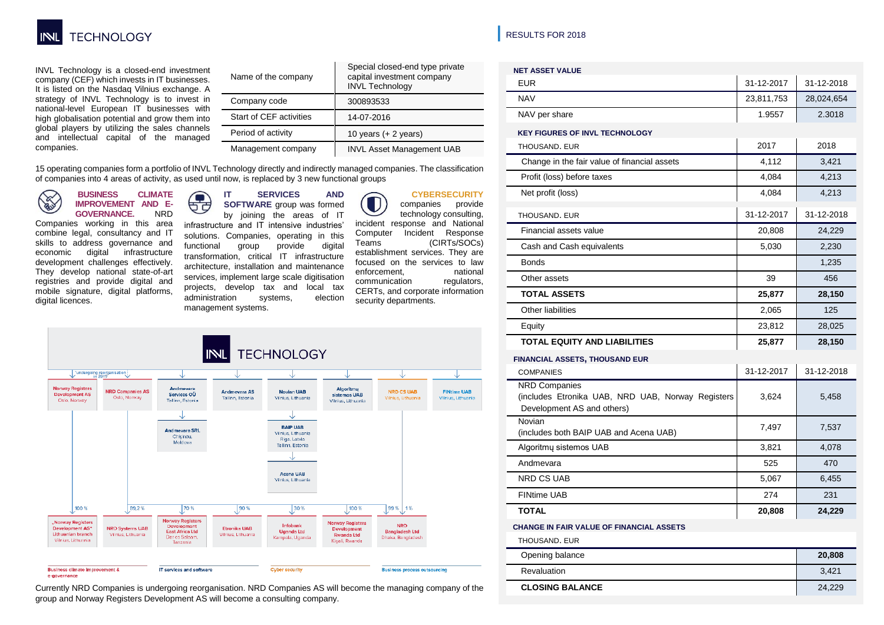# INVL TECHNOLOGY

INVL Technology is a closed-end investment company (CEF) which invests in IT businesses. It is listed on the Nasdaq Vilnius exchange. A strategy of INVL Technology is to invest in national-level European IT businesses with high globalisation potential and grow them into global players by utilizing the sales channels and intellectual capital of the managed companies.

| Name of the company | Special closed-end type private capital investment company INVL Technology |
|---|---|
| Company code | 300893533 |
| Start of CEF activities | 14-07-2016 |
| Period of activity | 10 years (+ 2 years) |
| Management company | INVL Asset Management UAB |

15 operating companies form a portfolio of INVL Technology directly and indirectly managed companies. The classification of companies into 4 areas of activity, as used until now, is replaced by 3 new functional groups

**BUSINESS CLIMATE IMPROVEMENT AND E-GOVERNANCE.** NRD Companies working in this area combine legal, consultancy and IT skills to address governance and economic digital infrastructure development challenges effectively. They develop national state-of-art registries and provide digital and mobile signature, digital platforms, digital licences.

**IT SERVICES AND SOFTWARE** group was formed by joining the areas of IT infrastructure and IT intensive industries' solutions. Companies, operating in this functional group provide digital transformation, critical IT infrastructure architecture, installation and maintenance services, implement large scale digitisation projects, develop tax and local tax administration systems, election management systems.

**CYBERSECURITY** companies provide technology consulting, incident response and National Computer Incident Response Teams (CIRTs/SOCs) establishment services. They are focused on the services to law enforcement, national communication regulators, CERTs, and corporate information security departments.

INVL TECHNOLOGY

- Norway Registers Development AS, Oslo, Norway (*undergoing reorganisation in 2019)
  - 100 % „Norway Registers Development AS" Lithuanian branch, Vilnius, Lithuania
- NRD Companies AS, Oslo, Norway
  - 89,2 % NRD Systems UAB, Vilnius, Lithuania
- Andmevara Services OÜ, Tallinn, Estonia
  - Andmevara SRL, Chişinău, Moldova
  - 70 % Norway Registers Development East Africa Ltd, Dar es Salaam, Tanzania
- Andmevara AS, Tallinn, Estonia
  - 90 % Etronika UAB, Vilnius, Lithuania
- Novian UAB, Vilnius, Lithuania
  - BAIP UAB, Vilnius, Lithuania; Riga, Latvia; Tallinn, Estonia
    - Acena UAB, Vilnius, Lithuania
  - 30 % Infobank Uganda Ltd, Kampala, Uganda
- Algoritmų sistemos UAB, Vilnius, Lithuania
  - 100 % Norway Registers Development Rwanda Ltd, Kigali, Rwanda
- NRD CS UAB, Vilnius, Lithuania
  - 99 % / 1 % NRD Bangladesh Ltd, Dhaka, Bangladesh
- FINtime UAB, Vilnius, Lithuania

Business climate improvement & e-governance | IT services and software | Cyber security | Business process outsourcing

Currently NRD Companies is undergoing reorganisation. NRD Companies AS will become the managing company of the group and Norway Registers Development AS will become a consulting company.

## RESULTS FOR 2018

**NET ASSET VALUE**

| EUR | 31-12-2017 | 31-12-2018 |
|---|---|---|
| NAV | 23,811,753 | 28,024,654 |
| NAV per share | 1.9557 | 2.3018 |

**KEY FIGURES OF INVL TECHNOLOGY**

| THOUSAND. EUR | 2017 | 2018 |
|---|---|---|
| Change in the fair value of financial assets | 4,112 | 3,421 |
| Profit (loss) before taxes | 4,084 | 4,213 |
| Net profit (loss) | 4,084 | 4,213 |

| THOUSAND. EUR | 31-12-2017 | 31-12-2018 |
|---|---|---|
| Financial assets value | 20,808 | 24,229 |
| Cash and Cash equivalents | 5,030 | 2,230 |
| Bonds | | 1,235 |
| Other assets | 39 | 456 |
| **TOTAL ASSETS** | **25,877** | **28,150** |
| Other liabilities | 2,065 | 125 |
| Equity | 23,812 | 28,025 |
| **TOTAL EQUITY AND LIABILITIES** | **25,877** | **28,150** |

**FINANCIAL ASSETS, THOUSAND EUR**

| COMPANIES | 31-12-2017 | 31-12-2018 |
|---|---|---|
| NRD Companies (includes Etronika UAB, NRD UAB, Norway Registers Development AS and others) | 3,624 | 5,458 |
| Novian (includes both BAIP UAB and Acena UAB) | 7,497 | 7,537 |
| Algoritmų sistemos UAB | 3,821 | 4,078 |
| Andmevara | 525 | 470 |
| NRD CS UAB | 5,067 | 6,455 |
| FINtime UAB | 274 | 231 |
| **TOTAL** | **20,808** | **24,229** |

**CHANGE IN FAIR VALUE OF FINANCIAL ASSETS**

| THOUSAND. EUR | |
|---|---|
| Opening balance | **20,808** |
| Revaluation | 3,421 |
| **CLOSING BALANCE** | 24,229 |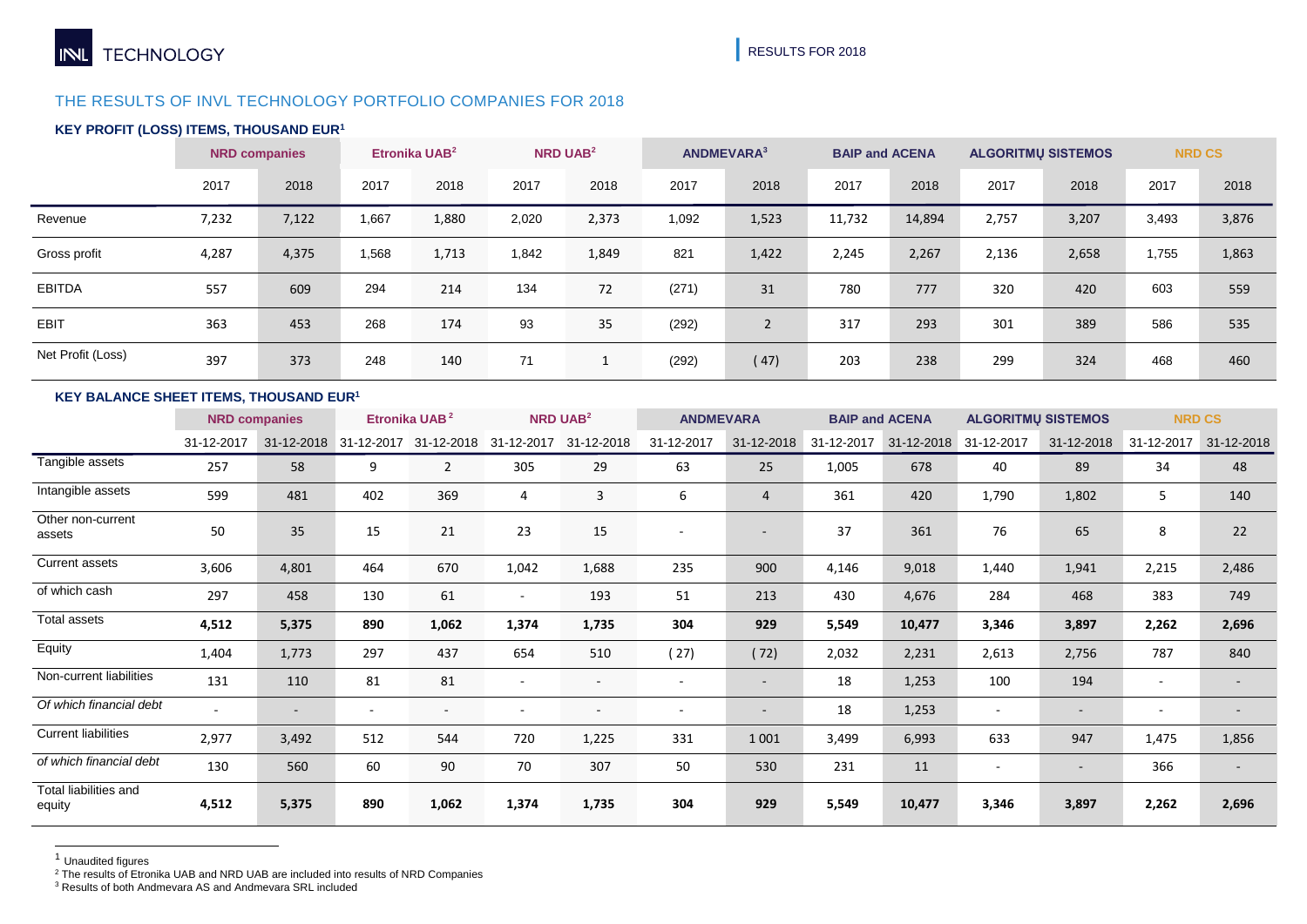## THE RESULTS OF INVL TECHNOLOGY PORTFOLIO COMPANIES FOR 2018

### KEY PROFIT (LOSS) ITEMS, THOUSAND EUR[1]

| | NRD companies | | Etronika UAB[2] | | NRD UAB[2] | | ANDMEVARA[3] | | BAIP and ACENA | | ALGORITMŲ SISTEMOS | | NRD CS | |
|---|---|---|---|---|---|---|---|---|---|---|---|---|---|---|
| | 2017 | 2018 | 2017 | 2018 | 2017 | 2018 | 2017 | 2018 | 2017 | 2018 | 2017 | 2018 | 2017 | 2018 |
| Revenue | 7,232 | 7,122 | 1,667 | 1,880 | 2,020 | 2,373 | 1,092 | 1,523 | 11,732 | 14,894 | 2,757 | 3,207 | 3,493 | 3,876 |
| Gross profit | 4,287 | 4,375 | 1,568 | 1,713 | 1,842 | 1,849 | 821 | 1,422 | 2,245 | 2,267 | 2,136 | 2,658 | 1,755 | 1,863 |
| EBITDA | 557 | 609 | 294 | 214 | 134 | 72 | (271) | 31 | 780 | 777 | 320 | 420 | 603 | 559 |
| EBIT | 363 | 453 | 268 | 174 | 93 | 35 | (292) | 2 | 317 | 293 | 301 | 389 | 586 | 535 |
| Net Profit (Loss) | 397 | 373 | 248 | 140 | 71 | 1 | (292) | ( 47) | 203 | 238 | 299 | 324 | 468 | 460 |

### KEY BALANCE SHEET ITEMS, THOUSAND EUR[1]

| | NRD companies | | Etronika UAB[2] | | NRD UAB[2] | | ANDMEVARA | | BAIP and ACENA | | ALGORITMŲ SISTEMOS | | NRD CS | |
|---|---|---|---|---|---|---|---|---|---|---|---|---|---|---|
| | 31-12-2017 | 31-12-2018 | 31-12-2017 | 31-12-2018 | 31-12-2017 | 31-12-2018 | 31-12-2017 | 31-12-2018 | 31-12-2017 | 31-12-2018 | 31-12-2017 | 31-12-2018 | 31-12-2017 | 31-12-2018 |
| Tangible assets | 257 | 58 | 9 | 2 | 305 | 29 | 63 | 25 | 1,005 | 678 | 40 | 89 | 34 | 48 |
| Intangible assets | 599 | 481 | 402 | 369 | 4 | 3 | 6 | 4 | 361 | 420 | 1,790 | 1,802 | 5 | 140 |
| Other non-current assets | 50 | 35 | 15 | 21 | 23 | 15 | - | - | 37 | 361 | 76 | 65 | 8 | 22 |
| Current assets | 3,606 | 4,801 | 464 | 670 | 1,042 | 1,688 | 235 | 900 | 4,146 | 9,018 | 1,440 | 1,941 | 2,215 | 2,486 |
| of which cash | 297 | 458 | 130 | 61 | - | 193 | 51 | 213 | 430 | 4,676 | 284 | 468 | 383 | 749 |
| **Total assets** | **4,512** | **5,375** | **890** | **1,062** | **1,374** | **1,735** | **304** | **929** | **5,549** | **10,477** | **3,346** | **3,897** | **2,262** | **2,696** |
| Equity | 1,404 | 1,773 | 297 | 437 | 654 | 510 | ( 27) | ( 72) | 2,032 | 2,231 | 2,613 | 2,756 | 787 | 840 |
| Non-current liabilities | 131 | 110 | 81 | 81 | - | - | - | - | 18 | 1,253 | 100 | 194 | - | - |
| *Of which financial debt* | - | - | - | - | - | - | - | - | 18 | 1,253 | - | - | - | - |
| Current liabilities | 2,977 | 3,492 | 512 | 544 | 720 | 1,225 | 331 | 1 001 | 3,499 | 6,993 | 633 | 947 | 1,475 | 1,856 |
| *of which financial debt* | 130 | 560 | 60 | 90 | 70 | 307 | 50 | 530 | 231 | 11 | - | - | 366 | - |
| **Total liabilities and equity** | **4,512** | **5,375** | **890** | **1,062** | **1,374** | **1,735** | **304** | **929** | **5,549** | **10,477** | **3,346** | **3,897** | **2,262** | **2,696** |

[1] Unaudited figures

[2] The results of Etronika UAB and NRD UAB are included into results of NRD Companies

[3] Results of both Andmevara AS and Andmevara SRL included